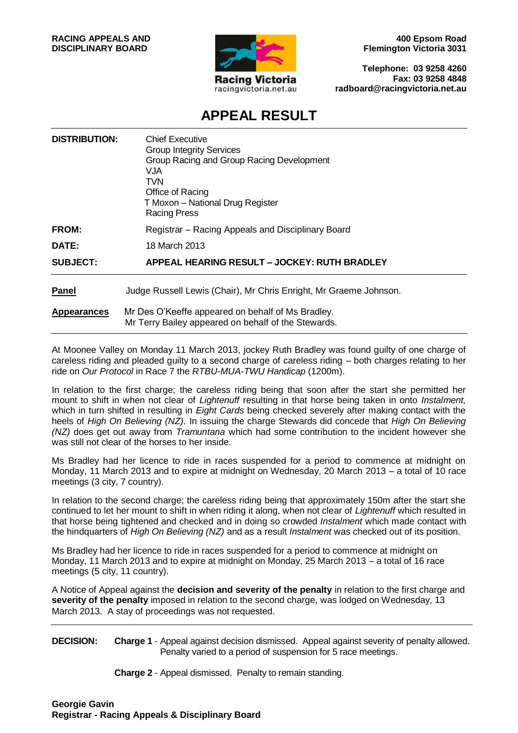**RACING APPEALS AND DISCIPLINARY BOARD**

Racing Victoria
racingvictoria.net.au

**400 Epsom Road**
**Flemington Victoria 3031**

**Telephone: 03 9258 4260**
**Fax: 03 9258 4848**
**radboard@racingvictoria.net.au**

# APPEAL RESULT

| | |
|---|---|
| **DISTRIBUTION:** | Chief Executive<br>Group Integrity Services<br>Group Racing and Group Racing Development<br>VJA<br>TVN<br>Office of Racing<br>T Moxon – National Drug Register<br>Racing Press |
| **FROM:** | Registrar – Racing Appeals and Disciplinary Board |
| **DATE:** | 18 March 2013 |
| **SUBJECT:** | **APPEAL HEARING RESULT – JOCKEY: RUTH BRADLEY** |

**Panel** Judge Russell Lewis (Chair), Mr Chris Enright, Mr Graeme Johnson.

**Appearances** Mr Des O'Keeffe appeared on behalf of Ms Bradley.
Mr Terry Bailey appeared on behalf of the Stewards.

---

At Moonee Valley on Monday 11 March 2013, jockey Ruth Bradley was found guilty of one charge of careless riding and pleaded guilty to a second charge of careless riding – both charges relating to her ride on *Our Protocol* in Race 7 the *RTBU-MUA-TWU Handicap* (1200m).

In relation to the first charge; the careless riding being that soon after the start she permitted her mount to shift in when not clear of *Lightenuff* resulting in that horse being taken in onto *Instalment,* which in turn shifted in resulting in *Eight Cards* being checked severely after making contact with the heels of *High On Believing (NZ).* In issuing the charge Stewards did concede that *High On Believing (NZ)* does get out away from *Tramuntana* which had some contribution to the incident however she was still not clear of the horses to her inside.

Ms Bradley had her licence to ride in races suspended for a period to commence at midnight on Monday, 11 March 2013 and to expire at midnight on Wednesday, 20 March 2013 – a total of 10 race meetings (3 city, 7 country).

In relation to the second charge; the careless riding being that approximately 150m after the start she continued to let her mount to shift in when riding it along, when not clear of *Lightenuff* which resulted in that horse being tightened and checked and in doing so crowded *Instalment* which made contact with the hindquarters of *High On Believing (NZ)* and as a result *Instalment* was checked out of its position.

Ms Bradley had her licence to ride in races suspended for a period to commence at midnight on Monday, 11 March 2013 and to expire at midnight on Monday, 25 March 2013 – a total of 16 race meetings (5 city, 11 country).

A Notice of Appeal against the **decision and severity of the penalty** in relation to the first charge and **severity of the penalty** imposed in relation to the second charge, was lodged on Wednesday, 13 March 2013. A stay of proceedings was not requested.

---

**DECISION:** **Charge 1** - Appeal against decision dismissed. Appeal against severity of penalty allowed. Penalty varied to a period of suspension for 5 race meetings.

**Charge 2** - Appeal dismissed. Penalty to remain standing.

**Georgie Gavin**
**Registrar - Racing Appeals & Disciplinary Board**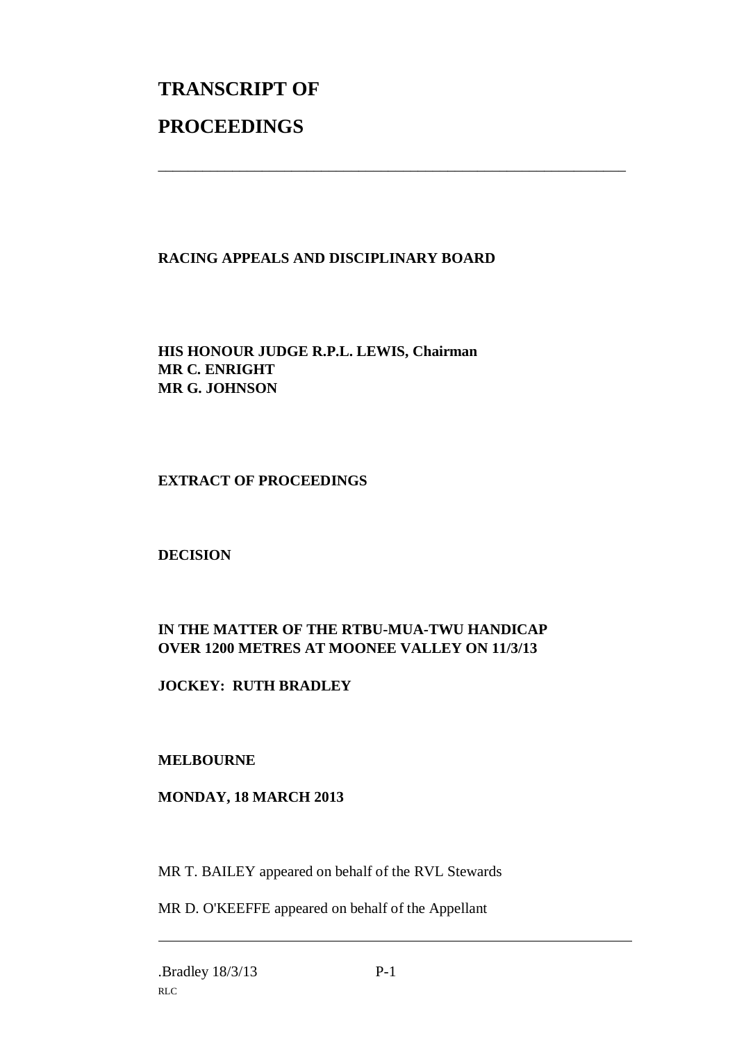# TRANSCRIPT OF

# PROCEEDINGS

---

**RACING APPEALS AND DISCIPLINARY BOARD**

**HIS HONOUR JUDGE R.P.L. LEWIS, Chairman**
**MR C. ENRIGHT**
**MR G. JOHNSON**

**EXTRACT OF PROCEEDINGS**

**DECISION**

**IN THE MATTER OF THE RTBU-MUA-TWU HANDICAP OVER 1200 METRES AT MOONEE VALLEY ON 11/3/13**

**JOCKEY: RUTH BRADLEY**

**MELBOURNE**

**MONDAY, 18 MARCH 2013**

MR T. BAILEY appeared on behalf of the RVL Stewards

MR D. O'KEEFFE appeared on behalf of the Appellant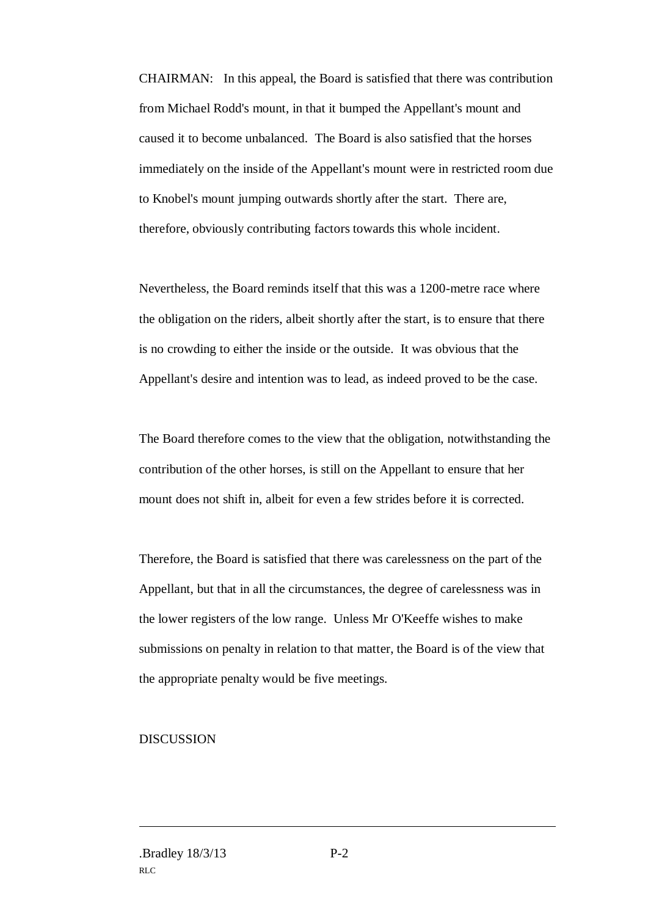CHAIRMAN: In this appeal, the Board is satisfied that there was contribution from Michael Rodd's mount, in that it bumped the Appellant's mount and caused it to become unbalanced. The Board is also satisfied that the horses immediately on the inside of the Appellant's mount were in restricted room due to Knobel's mount jumping outwards shortly after the start. There are, therefore, obviously contributing factors towards this whole incident.

Nevertheless, the Board reminds itself that this was a 1200-metre race where the obligation on the riders, albeit shortly after the start, is to ensure that there is no crowding to either the inside or the outside. It was obvious that the Appellant's desire and intention was to lead, as indeed proved to be the case.

The Board therefore comes to the view that the obligation, notwithstanding the contribution of the other horses, is still on the Appellant to ensure that her mount does not shift in, albeit for even a few strides before it is corrected.

Therefore, the Board is satisfied that there was carelessness on the part of the Appellant, but that in all the circumstances, the degree of carelessness was in the lower registers of the low range. Unless Mr O'Keeffe wishes to make submissions on penalty in relation to that matter, the Board is of the view that the appropriate penalty would be five meetings.

DISCUSSION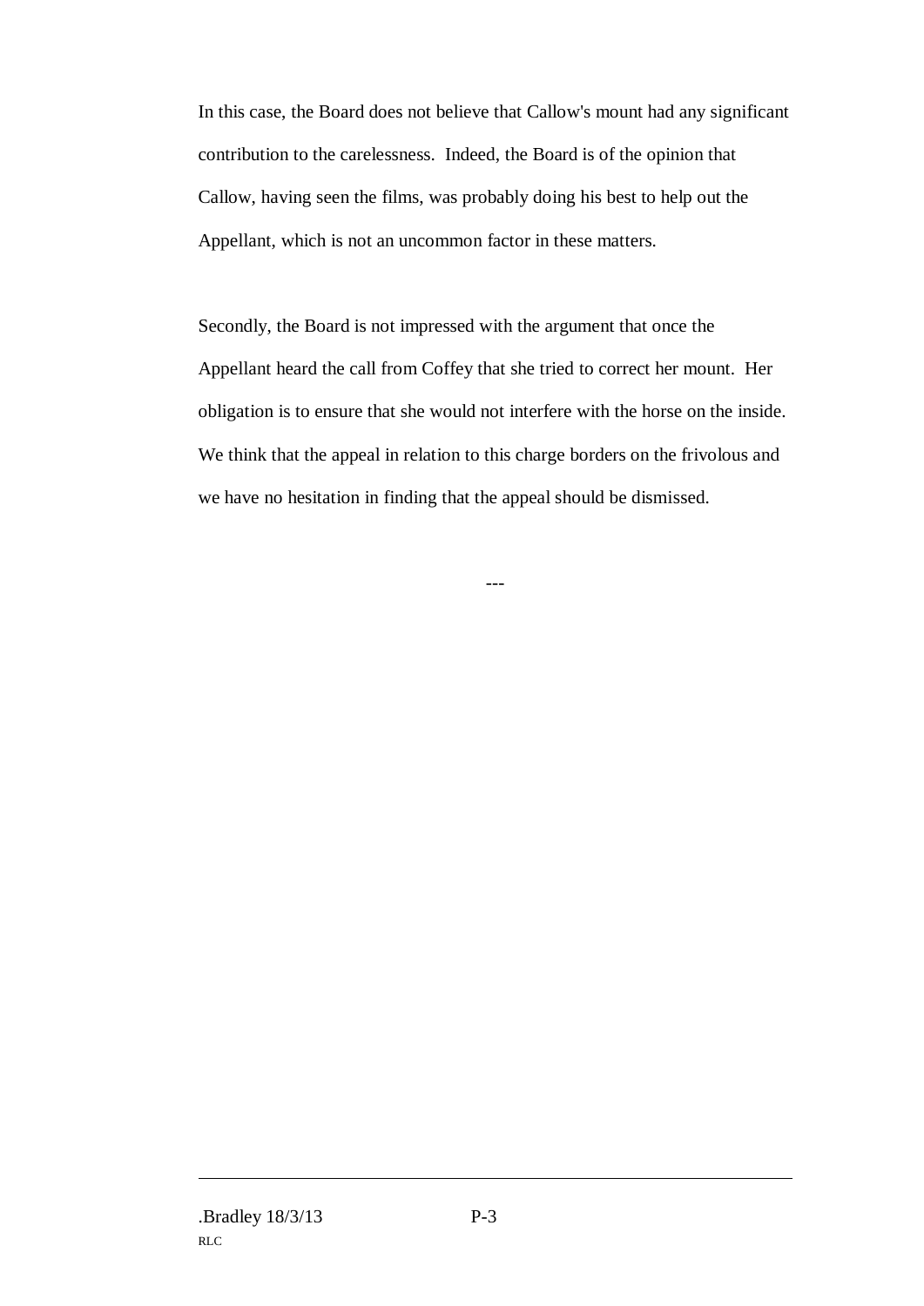In this case, the Board does not believe that Callow's mount had any significant contribution to the carelessness. Indeed, the Board is of the opinion that Callow, having seen the films, was probably doing his best to help out the Appellant, which is not an uncommon factor in these matters.

Secondly, the Board is not impressed with the argument that once the Appellant heard the call from Coffey that she tried to correct her mount. Her obligation is to ensure that she would not interfere with the horse on the inside. We think that the appeal in relation to this charge borders on the frivolous and we have no hesitation in finding that the appeal should be dismissed.

---